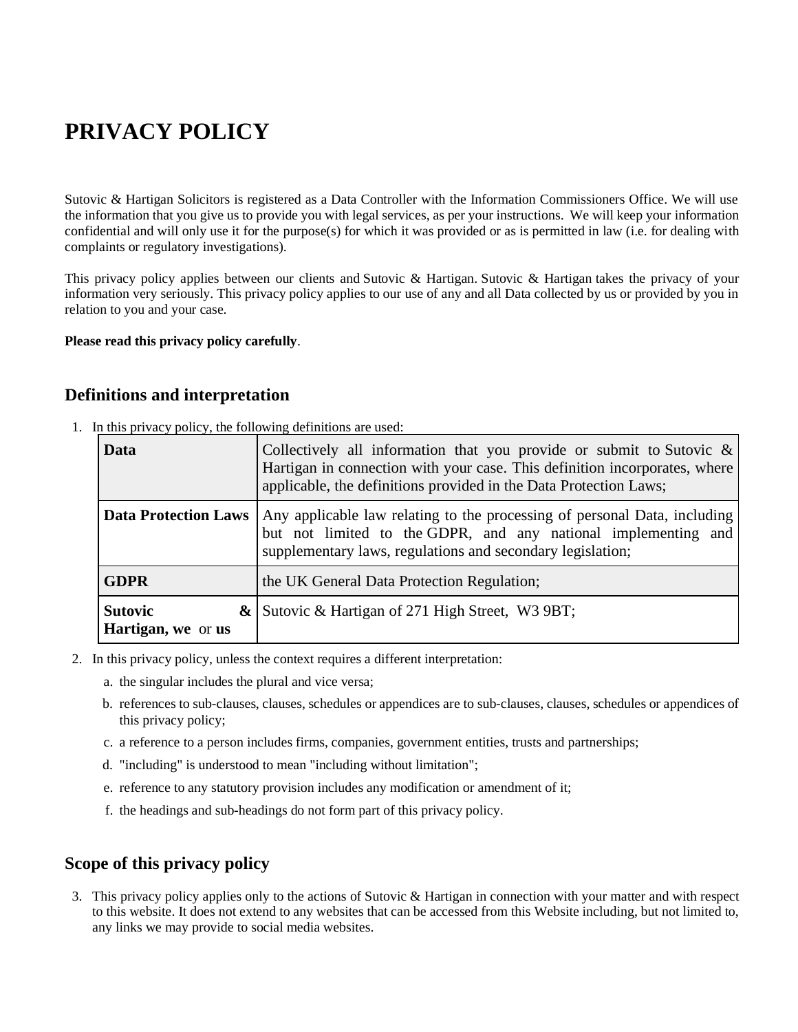# PRIVACY POLICY

Sutovic & Hartigan Solicitors is registered as a Data Controller with the Information Commissioners Office. We will use the information that you give us to provide you with legal services, as per your instructions. We will keep your information confidential and will only use it for the purpose(s) for which it was provided or as is permitted in law (i.e. for dealing with complaints or regulatory investigations).

This privacy policy applies between our clients and Sutovic & Hartigan. Sutovic & Hartigan takes the privacy of your information very seriously. This privacy policy applies to our use of any and all Data collected by us or provided by you in relation to you and your case.

**Please read this privacy policy carefully**.

## Definitions and interpretation

1. In this privacy policy, the following definitions are used:

| | |
|---|---|
| **Data** | Collectively all information that you provide or submit to Sutovic & Hartigan in connection with your case. This definition incorporates, where applicable, the definitions provided in the Data Protection Laws; |
| **Data Protection Laws** | Any applicable law relating to the processing of personal Data, including but not limited to the GDPR, and any national implementing and supplementary laws, regulations and secondary legislation; |
| **GDPR** | the UK General Data Protection Regulation; |
| **Sutovic & Hartigan, we** or **us** | Sutovic & Hartigan of 271 High Street, W3 9BT; |

2. In this privacy policy, unless the context requires a different interpretation:
   a. the singular includes the plural and vice versa;
   b. references to sub-clauses, clauses, schedules or appendices are to sub-clauses, clauses, schedules or appendices of this privacy policy;
   c. a reference to a person includes firms, companies, government entities, trusts and partnerships;
   d. "including" is understood to mean "including without limitation";
   e. reference to any statutory provision includes any modification or amendment of it;
   f. the headings and sub-headings do not form part of this privacy policy.

## Scope of this privacy policy

3. This privacy policy applies only to the actions of Sutovic & Hartigan in connection with your matter and with respect to this website. It does not extend to any websites that can be accessed from this Website including, but not limited to, any links we may provide to social media websites.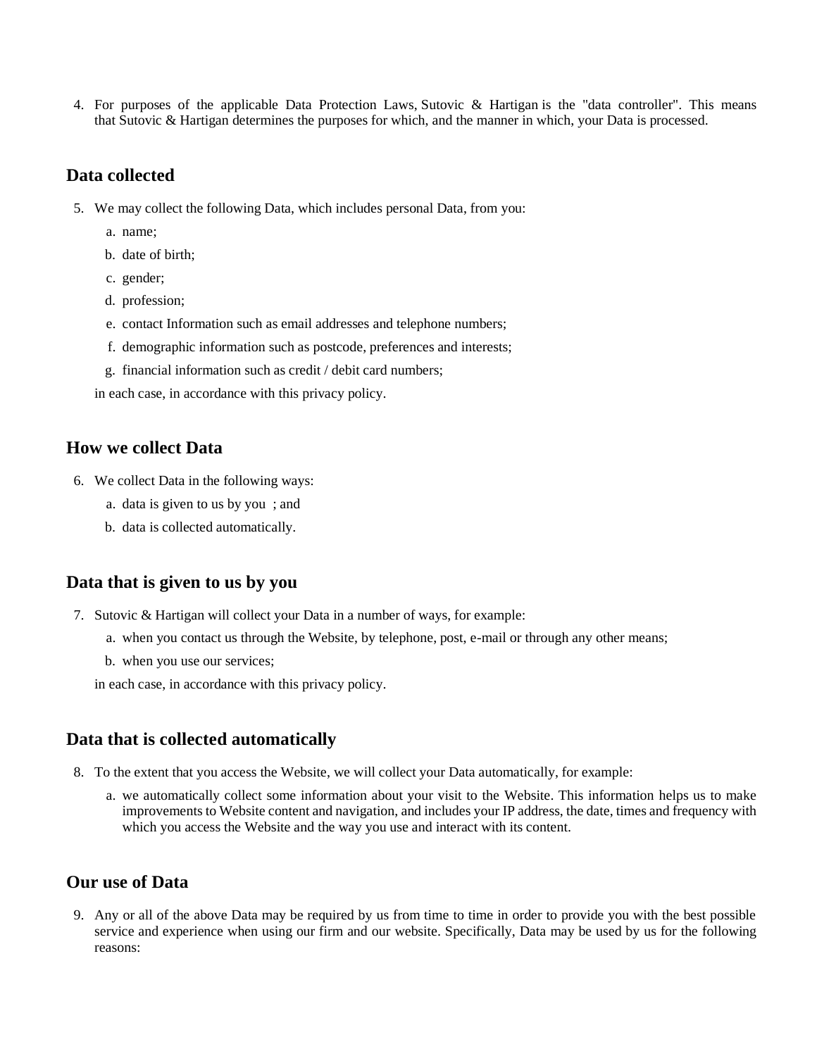4. For purposes of the applicable Data Protection Laws, Sutovic & Hartigan is the "data controller". This means that Sutovic & Hartigan determines the purposes for which, and the manner in which, your Data is processed.

## Data collected

5. We may collect the following Data, which includes personal Data, from you:
    a. name;
    b. date of birth;
    c. gender;
    d. profession;
    e. contact Information such as email addresses and telephone numbers;
    f. demographic information such as postcode, preferences and interests;
    g. financial information such as credit / debit card numbers;

    in each case, in accordance with this privacy policy.

## How we collect Data

6. We collect Data in the following ways:
    a. data is given to us by you ; and
    b. data is collected automatically.

## Data that is given to us by you

7. Sutovic & Hartigan will collect your Data in a number of ways, for example:
    a. when you contact us through the Website, by telephone, post, e-mail or through any other means;
    b. when you use our services;

    in each case, in accordance with this privacy policy.

## Data that is collected automatically

8. To the extent that you access the Website, we will collect your Data automatically, for example:
    a. we automatically collect some information about your visit to the Website. This information helps us to make improvements to Website content and navigation, and includes your IP address, the date, times and frequency with which you access the Website and the way you use and interact with its content.

## Our use of Data

9. Any or all of the above Data may be required by us from time to time in order to provide you with the best possible service and experience when using our firm and our website. Specifically, Data may be used by us for the following reasons: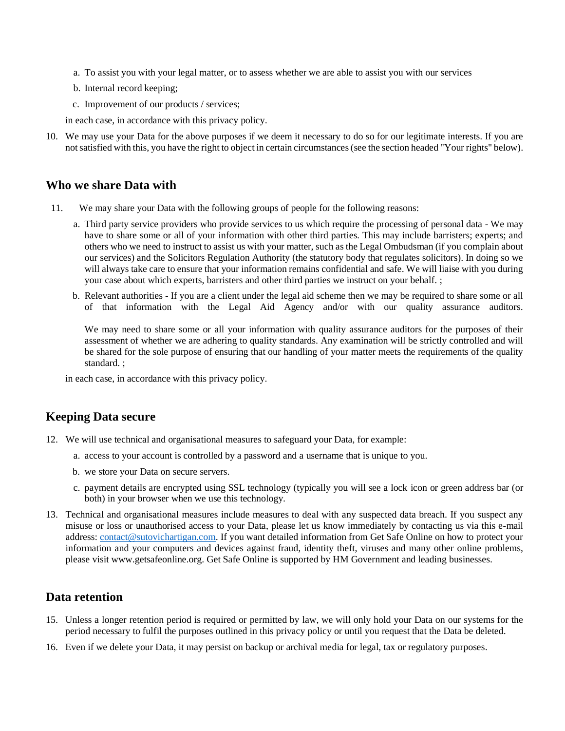a. To assist you with your legal matter, or to assess whether we are able to assist you with our services
   b. Internal record keeping;
   c. Improvement of our products / services;

   in each case, in accordance with this privacy policy.

10. We may use your Data for the above purposes if we deem it necessary to do so for our legitimate interests. If you are not satisfied with this, you have the right to object in certain circumstances (see the section headed "Your rights" below).

## Who we share Data with

11. We may share your Data with the following groups of people for the following reasons:
   a. Third party service providers who provide services to us which require the processing of personal data - We may have to share some or all of your information with other third parties. This may include barristers; experts; and others who we need to instruct to assist us with your matter, such as the Legal Ombudsman (if you complain about our services) and the Solicitors Regulation Authority (the statutory body that regulates solicitors). In doing so we will always take care to ensure that your information remains confidential and safe. We will liaise with you during your case about which experts, barristers and other third parties we instruct on your behalf. ;
   b. Relevant authorities - If you are a client under the legal aid scheme then we may be required to share some or all of that information with the Legal Aid Agency and/or with our quality assurance auditors.

      We may need to share some or all your information with quality assurance auditors for the purposes of their assessment of whether we are adhering to quality standards. Any examination will be strictly controlled and will be shared for the sole purpose of ensuring that our handling of your matter meets the requirements of the quality standard. ;

   in each case, in accordance with this privacy policy.

## Keeping Data secure

12. We will use technical and organisational measures to safeguard your Data, for example:
   a. access to your account is controlled by a password and a username that is unique to you.
   b. we store your Data on secure servers.
   c. payment details are encrypted using SSL technology (typically you will see a lock icon or green address bar (or both) in your browser when we use this technology.

13. Technical and organisational measures include measures to deal with any suspected data breach. If you suspect any misuse or loss or unauthorised access to your Data, please let us know immediately by contacting us via this e-mail address: [contact@sutovichartigan.com](mailto:contact@sutovichartigan.com). If you want detailed information from Get Safe Online on how to protect your information and your computers and devices against fraud, identity theft, viruses and many other online problems, please visit www.getsafeonline.org. Get Safe Online is supported by HM Government and leading businesses.

## Data retention

15. Unless a longer retention period is required or permitted by law, we will only hold your Data on our systems for the period necessary to fulfil the purposes outlined in this privacy policy or until you request that the Data be deleted.

16. Even if we delete your Data, it may persist on backup or archival media for legal, tax or regulatory purposes.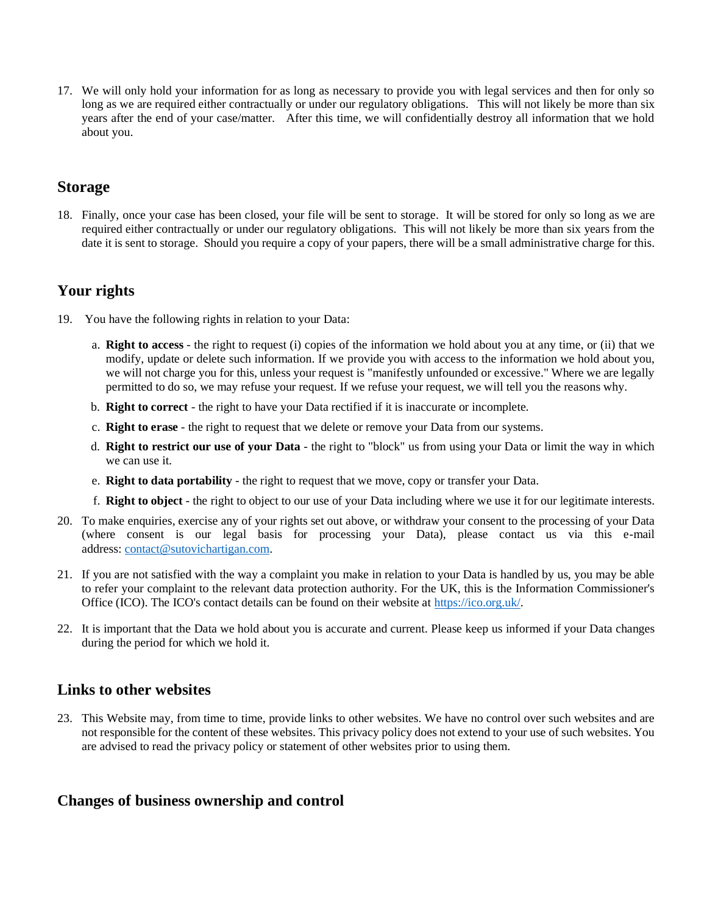17. We will only hold your information for as long as necessary to provide you with legal services and then for only so long as we are required either contractually or under our regulatory obligations. This will not likely be more than six years after the end of your case/matter. After this time, we will confidentially destroy all information that we hold about you.

## Storage

18. Finally, once your case has been closed, your file will be sent to storage. It will be stored for only so long as we are required either contractually or under our regulatory obligations. This will not likely be more than six years from the date it is sent to storage. Should you require a copy of your papers, there will be a small administrative charge for this.

## Your rights

19. You have the following rights in relation to your Data:

    a. **Right to access** - the right to request (i) copies of the information we hold about you at any time, or (ii) that we modify, update or delete such information. If we provide you with access to the information we hold about you, we will not charge you for this, unless your request is "manifestly unfounded or excessive." Where we are legally permitted to do so, we may refuse your request. If we refuse your request, we will tell you the reasons why.

    b. **Right to correct** - the right to have your Data rectified if it is inaccurate or incomplete.

    c. **Right to erase** - the right to request that we delete or remove your Data from our systems.

    d. **Right to restrict our use of your Data** - the right to "block" us from using your Data or limit the way in which we can use it.

    e. **Right to data portability** - the right to request that we move, copy or transfer your Data.

    f. **Right to object** - the right to object to our use of your Data including where we use it for our legitimate interests.

20. To make enquiries, exercise any of your rights set out above, or withdraw your consent to the processing of your Data (where consent is our legal basis for processing your Data), please contact us via this e-mail address: [contact@sutovichartigan.com](mailto:contact@sutovichartigan.com).

21. If you are not satisfied with the way a complaint you make in relation to your Data is handled by us, you may be able to refer your complaint to the relevant data protection authority. For the UK, this is the Information Commissioner's Office (ICO). The ICO's contact details can be found on their website at [https://ico.org.uk/](https://ico.org.uk/).

22. It is important that the Data we hold about you is accurate and current. Please keep us informed if your Data changes during the period for which we hold it.

## Links to other websites

23. This Website may, from time to time, provide links to other websites. We have no control over such websites and are not responsible for the content of these websites. This privacy policy does not extend to your use of such websites. You are advised to read the privacy policy or statement of other websites prior to using them.

## Changes of business ownership and control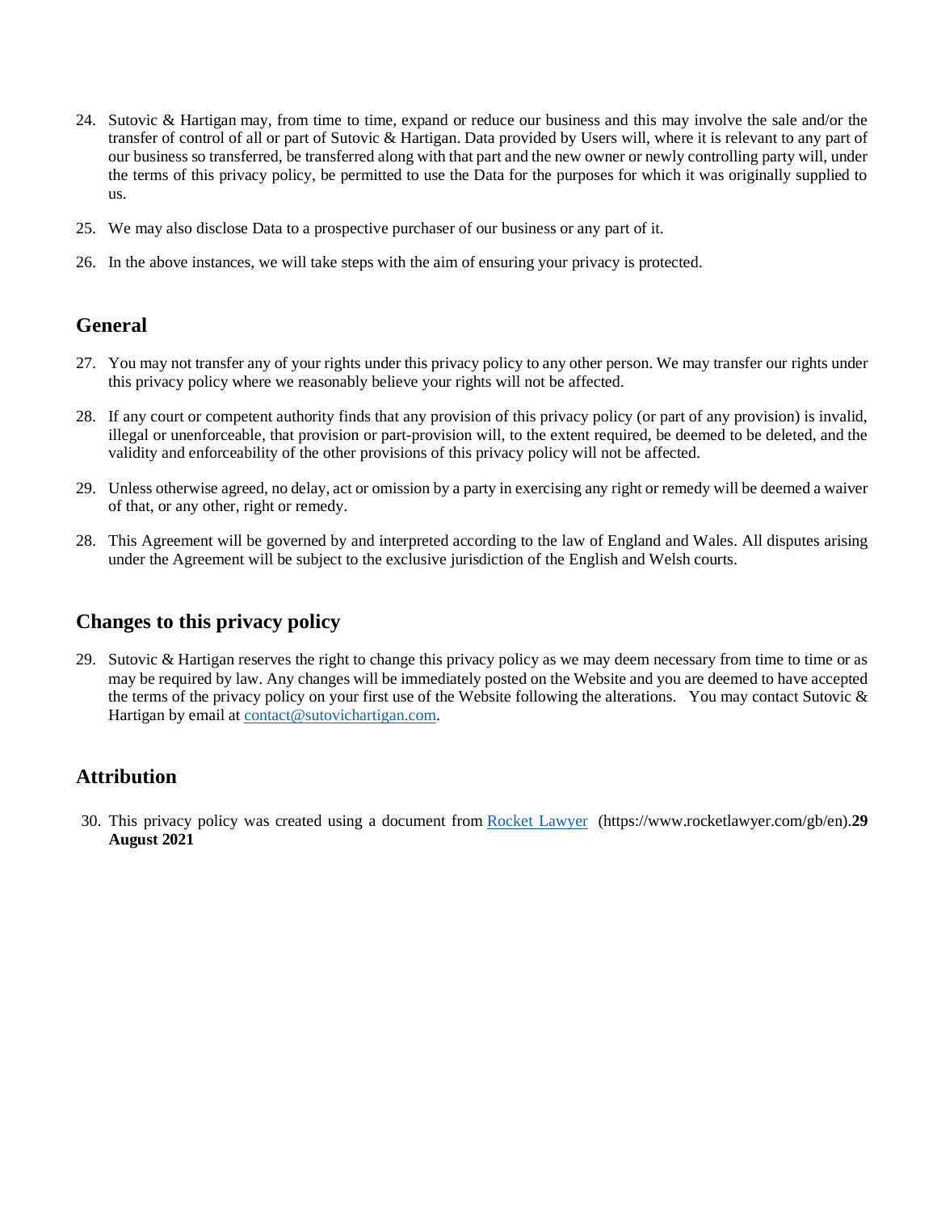24. Sutovic & Hartigan may, from time to time, expand or reduce our business and this may involve the sale and/or the transfer of control of all or part of Sutovic & Hartigan. Data provided by Users will, where it is relevant to any part of our business so transferred, be transferred along with that part and the new owner or newly controlling party will, under the terms of this privacy policy, be permitted to use the Data for the purposes for which it was originally supplied to us.

25. We may also disclose Data to a prospective purchaser of our business or any part of it.

26. In the above instances, we will take steps with the aim of ensuring your privacy is protected.

## General

27. You may not transfer any of your rights under this privacy policy to any other person. We may transfer our rights under this privacy policy where we reasonably believe your rights will not be affected.

28. If any court or competent authority finds that any provision of this privacy policy (or part of any provision) is invalid, illegal or unenforceable, that provision or part-provision will, to the extent required, be deemed to be deleted, and the validity and enforceability of the other provisions of this privacy policy will not be affected.

29. Unless otherwise agreed, no delay, act or omission by a party in exercising any right or remedy will be deemed a waiver of that, or any other, right or remedy.

28. This Agreement will be governed by and interpreted according to the law of England and Wales. All disputes arising under the Agreement will be subject to the exclusive jurisdiction of the English and Welsh courts.

## Changes to this privacy policy

29. Sutovic & Hartigan reserves the right to change this privacy policy as we may deem necessary from time to time or as may be required by law. Any changes will be immediately posted on the Website and you are deemed to have accepted the terms of the privacy policy on your first use of the Website following the alterations. You may contact Sutovic & Hartigan by email at contact@sutovichartigan.com.

## Attribution

30. This privacy policy was created using a document from Rocket Lawyer (https://www.rocketlawyer.com/gb/en).**29 August 2021**